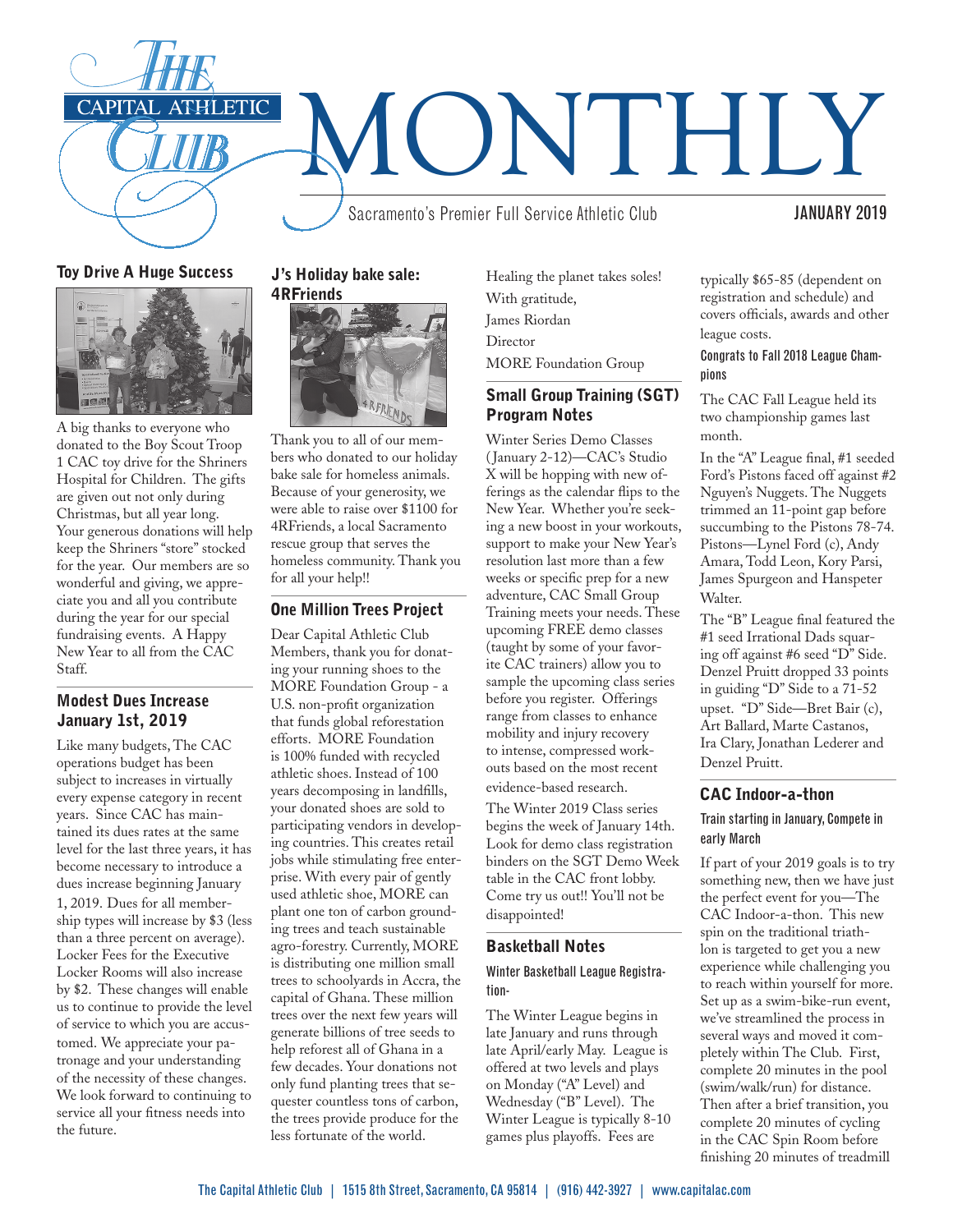# The Capital Athletic Club MONTHLY

Sacramento's Premier Full Service Athletic Club

JANUARY 2019

## Toy Drive A Huge Success

A big thanks to everyone who donated to the Boy Scout Troop 1 CAC toy drive for the Shriners Hospital for Children. The gifts are given out not only during Christmas, but all year long. Your generous donations will help keep the Shriners "store" stocked for the year. Our members are so wonderful and giving, we appreciate you and all you contribute during the year for our special fundraising events. A Happy New Year to all from the CAC Staff.

## Modest Dues Increase January 1st, 2019

Like many budgets, The CAC operations budget has been subject to increases in virtually every expense category in recent years. Since CAC has maintained its dues rates at the same level for the last three years, it has become necessary to introduce a dues increase beginning January 1, 2019. Dues for all membership types will increase by $3 (less than a three percent on average). Locker Fees for the Executive Locker Rooms will also increase by $2. These changes will enable us to continue to provide the level of service to which you are accustomed. We appreciate your patronage and your understanding of the necessity of these changes. We look forward to continuing to service all your fitness needs into the future.

## J's Holiday bake sale: 4RFriends

Thank you to all of our members who donated to our holiday bake sale for homeless animals. Because of your generosity, we were able to raise over $1100 for 4RFriends, a local Sacramento rescue group that serves the homeless community. Thank you for all your help!!

## One Million Trees Project

Dear Capital Athletic Club Members, thank you for donating your running shoes to the MORE Foundation Group - a U.S. non-profit organization that funds global reforestation efforts. MORE Foundation is 100% funded with recycled athletic shoes. Instead of 100 years decomposing in landfills, your donated shoes are sold to participating vendors in developing countries. This creates retail jobs while stimulating free enterprise. With every pair of gently used athletic shoe, MORE can plant one ton of carbon grounding trees and teach sustainable agro-forestry. Currently, MORE is distributing one million small trees to schoolyards in Accra, the capital of Ghana. These million trees over the next few years will generate billions of tree seeds to help reforest all of Ghana in a few decades. Your donations not only fund planting trees that sequester countless tons of carbon, the trees provide produce for the less fortunate of the world.

Healing the planet takes soles!

With gratitude,

James Riordan

Director

MORE Foundation Group

## Small Group Training (SGT) Program Notes

Winter Series Demo Classes (January 2-12)—CAC's Studio X will be hopping with new offerings as the calendar flips to the New Year. Whether you're seeking a new boost in your workouts, support to make your New Year's resolution last more than a few weeks or specific prep for a new adventure, CAC Small Group Training meets your needs. These upcoming FREE demo classes (taught by some of your favorite CAC trainers) allow you to sample the upcoming class series before you register. Offerings range from classes to enhance mobility and injury recovery to intense, compressed workouts based on the most recent evidence-based research.

The Winter 2019 Class series begins the week of January 14th. Look for demo class registration binders on the SGT Demo Week table in the CAC front lobby. Come try us out!! You'll not be disappointed!

## Basketball Notes

### Winter Basketball League Registration-

The Winter League begins in late January and runs through late April/early May. League is offered at two levels and plays on Monday ("A" Level) and Wednesday ("B" Level). The Winter League is typically 8-10 games plus playoffs. Fees are typically $65-85 (dependent on registration and schedule) and covers officials, awards and other league costs.

### Congrats to Fall 2018 League Champions

The CAC Fall League held its two championship games last month.

In the "A" League final, #1 seeded Ford's Pistons faced off against #2 Nguyen's Nuggets. The Nuggets trimmed an 11-point gap before succumbing to the Pistons 78-74. Pistons—Lynel Ford (c), Andy Amara, Todd Leon, Kory Parsi, James Spurgeon and Hanspeter Walter.

The "B" League final featured the #1 seed Irrational Dads squaring off against #6 seed "D" Side. Denzel Pruitt dropped 33 points in guiding "D" Side to a 71-52 upset. "D" Side—Bret Bair (c), Art Ballard, Marte Castanos, Ira Clary, Jonathan Lederer and Denzel Pruitt.

## CAC Indoor-a-thon

### Train starting in January, Compete in early March

If part of your 2019 goals is to try something new, then we have just the perfect event for you—The CAC Indoor-a-thon. This new spin on the traditional triathlon is targeted to get you a new experience while challenging you to reach within yourself for more. Set up as a swim-bike-run event, we've streamlined the process in several ways and moved it completely within The Club. First, complete 20 minutes in the pool (swim/walk/run) for distance. Then after a brief transition, you complete 20 minutes of cycling in the CAC Spin Room before finishing 20 minutes of treadmill

The Capital Athletic Club | 1515 8th Street, Sacramento, CA 95814 | (916) 442-3927 | www.capitalac.com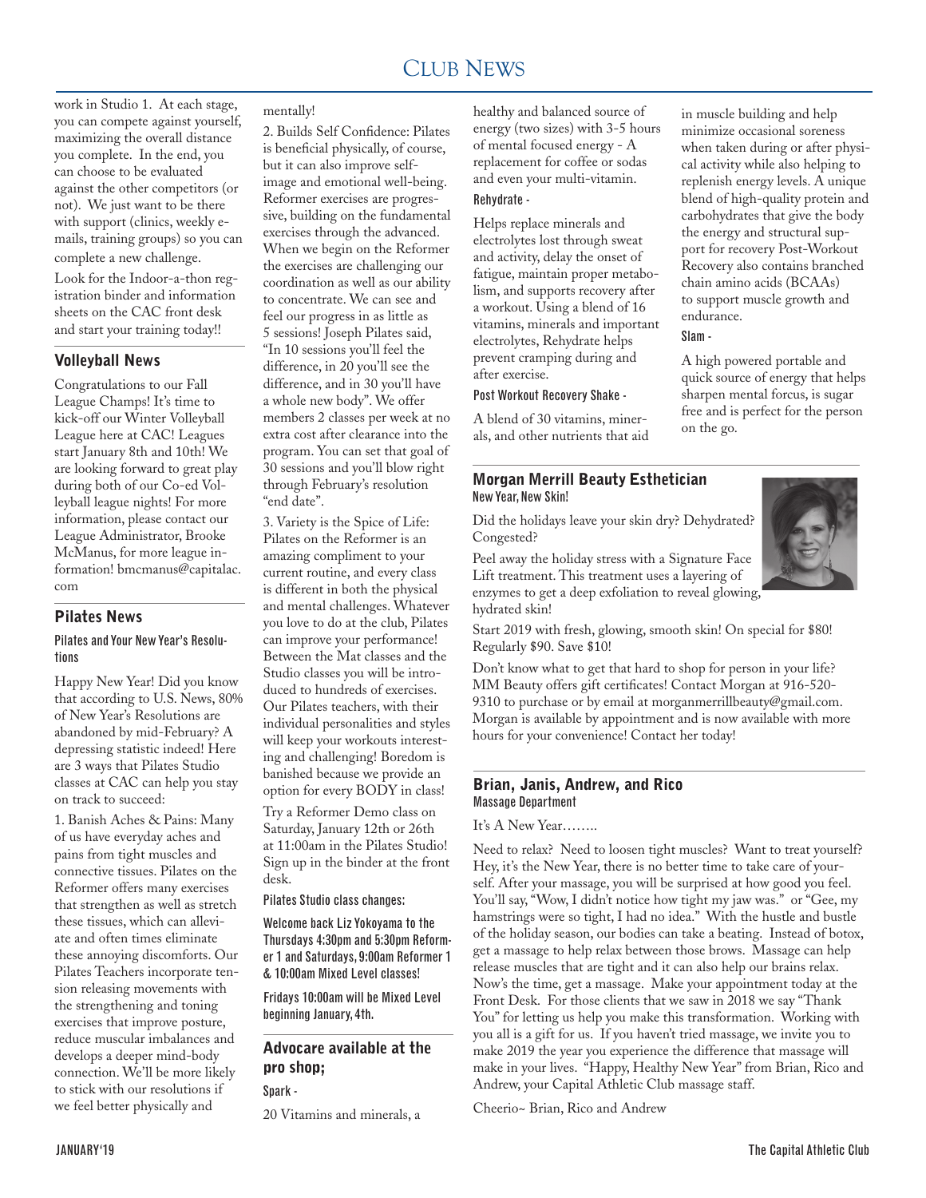# Club News

work in Studio 1. At each stage, you can compete against yourself, maximizing the overall distance you complete. In the end, you can choose to be evaluated against the other competitors (or not). We just want to be there with support (clinics, weekly e-mails, training groups) so you can complete a new challenge.

Look for the Indoor-a-thon registration binder and information sheets on the CAC front desk and start your training today!!

## Volleyball News

Congratulations to our Fall League Champs! It's time to kick-off our Winter Volleyball League here at CAC! Leagues start January 8th and 10th! We are looking forward to great play during both of our Co-ed Volleyball league nights! For more information, please contact our League Administrator, Brooke McManus, for more league information! bmcmanus@capitalac.com

## Pilates News

### Pilates and Your New Year's Resolutions

Happy New Year! Did you know that according to U.S. News, 80% of New Year's Resolutions are abandoned by mid-February? A depressing statistic indeed! Here are 3 ways that Pilates Studio classes at CAC can help you stay on track to succeed:

1. Banish Aches & Pains: Many of us have everyday aches and pains from tight muscles and connective tissues. Pilates on the Reformer offers many exercises that strengthen as well as stretch these tissues, which can alleviate and often times eliminate these annoying discomforts. Our Pilates Teachers incorporate tension releasing movements with the strengthening and toning exercises that improve posture, reduce muscular imbalances and develops a deeper mind-body connection. We'll be more likely to stick with our resolutions if we feel better physically and mentally!

2. Builds Self Confidence: Pilates is beneficial physically, of course, but it can also improve self-image and emotional well-being. Reformer exercises are progressive, building on the fundamental exercises through the advanced. When we begin on the Reformer the exercises are challenging our coordination as well as our ability to concentrate. We can see and feel our progress in as little as 5 sessions! Joseph Pilates said, "In 10 sessions you'll feel the difference, in 20 you'll see the difference, and in 30 you'll have a whole new body". We offer members 2 classes per week at no extra cost after clearance into the program. You can set that goal of 30 sessions and you'll blow right through February's resolution "end date".

3. Variety is the Spice of Life: Pilates on the Reformer is an amazing compliment to your current routine, and every class is different in both the physical and mental challenges. Whatever you love to do at the club, Pilates can improve your performance! Between the Mat classes and the Studio classes you will be introduced to hundreds of exercises. Our Pilates teachers, with their individual personalities and styles will keep your workouts interesting and challenging! Boredom is banished because we provide an option for every BODY in class!

Try a Reformer Demo class on Saturday, January 12th or 26th at 11:00am in the Pilates Studio! Sign up in the binder at the front desk.

**Pilates Studio class changes:**

**Welcome back Liz Yokoyama to the Thursdays 4:30pm and 5:30pm Reformer 1 and Saturdays, 9:00am Reformer 1 & 10:00am Mixed Level classes!**

**Fridays 10:00am will be Mixed Level beginning January, 4th.**

## Advocare available at the pro shop;

**Spark -**

20 Vitamins and minerals, a healthy and balanced source of energy (two sizes) with 3-5 hours of mental focused energy - A replacement for coffee or sodas and even your multi-vitamin.

**Rehydrate -**

Helps replace minerals and electrolytes lost through sweat and activity, delay the onset of fatigue, maintain proper metabolism, and supports recovery after a workout. Using a blend of 16 vitamins, minerals and important electrolytes, Rehydrate helps prevent cramping during and after exercise.

**Post Workout Recovery Shake -**

A blend of 30 vitamins, minerals, and other nutrients that aid in muscle building and help minimize occasional soreness when taken during or after physical activity while also helping to replenish energy levels. A unique blend of high-quality protein and carbohydrates that give the body the energy and structural support for recovery Post-Workout Recovery also contains branched chain amino acids (BCAAs) to support muscle growth and endurance.

**Slam -**

A high powered portable and quick source of energy that helps sharpen mental forcus, is sugar free and is perfect for the person on the go.

## Morgan Merrill Beauty Esthetician

### New Year, New Skin!

Did the holidays leave your skin dry? Dehydrated? Congested?

Peel away the holiday stress with a Signature Face Lift treatment. This treatment uses a layering of enzymes to get a deep exfoliation to reveal glowing, hydrated skin!

Start 2019 with fresh, glowing, smooth skin! On special for $80! Regularly $90. Save $10!

Don't know what to get that hard to shop for person in your life? MM Beauty offers gift certificates! Contact Morgan at 916-520-9310 to purchase or by email at morganmerrillbeauty@gmail.com. Morgan is available by appointment and is now available with more hours for your convenience! Contact her today!

## Brian, Janis, Andrew, and Rico

### Massage Department

It's A New Year……..

Need to relax? Need to loosen tight muscles? Want to treat yourself? Hey, it's the New Year, there is no better time to take care of yourself. After your massage, you will be surprised at how good you feel. You'll say, "Wow, I didn't notice how tight my jaw was." or "Gee, my hamstrings were so tight, I had no idea." With the hustle and bustle of the holiday season, our bodies can take a beating. Instead of botox, get a massage to help relax between those brows. Massage can help release muscles that are tight and it can also help our brains relax. Now's the time, get a massage. Make your appointment today at the Front Desk. For those clients that we saw in 2018 we say "Thank You" for letting us help you make this transformation. Working with you all is a gift for us. If you haven't tried massage, we invite you to make 2019 the year you experience the difference that massage will make in your lives. "Happy, Healthy New Year" from Brian, Rico and Andrew, your Capital Athletic Club massage staff.

Cheerio~ Brian, Rico and Andrew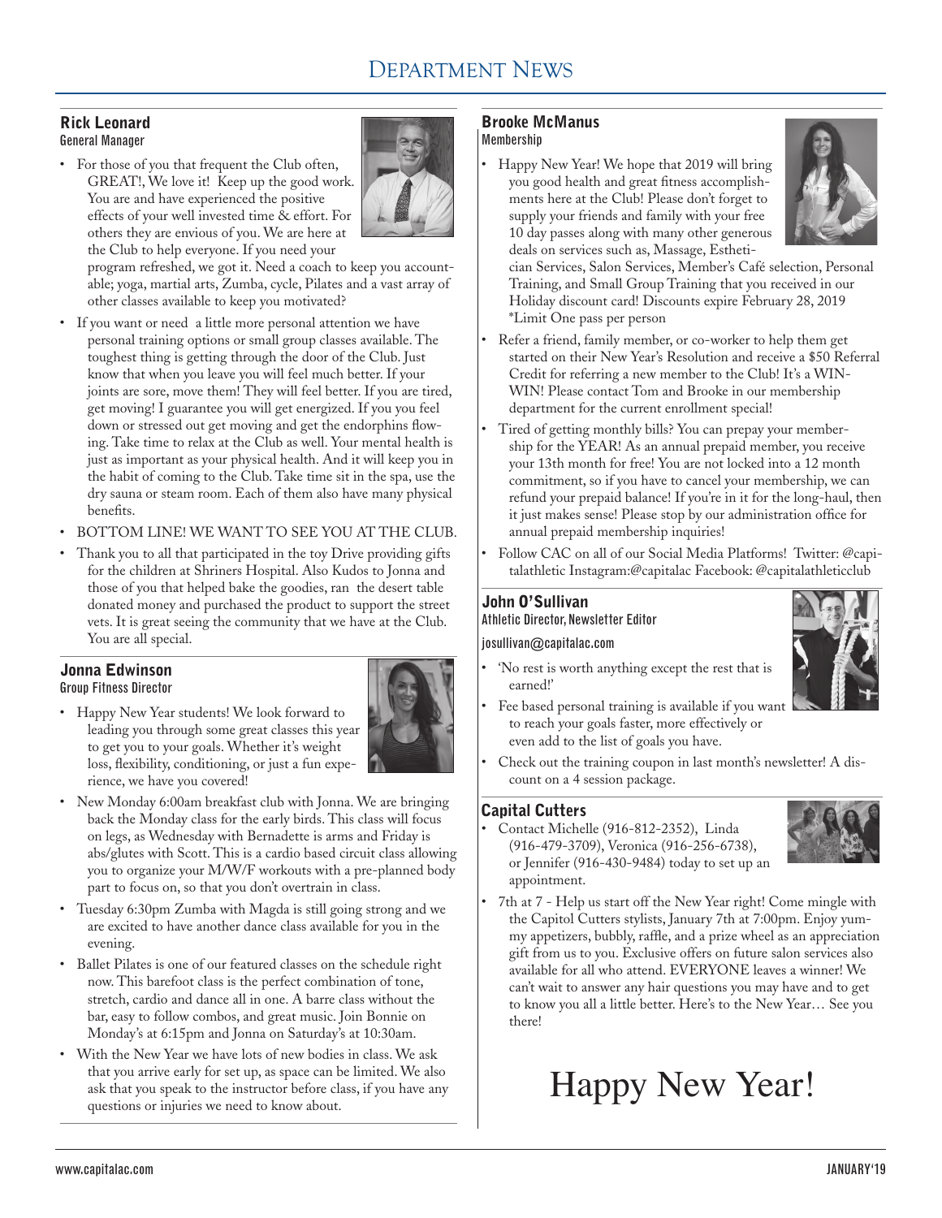# Department News

## Rick Leonard
General Manager

- For those of you that frequent the Club often, GREAT!, We love it! Keep up the good work. You are and have experienced the positive effects of your well invested time & effort. For others they are envious of you. We are here at the Club to help everyone. If you need your program refreshed, we got it. Need a coach to keep you accountable; yoga, martial arts, Zumba, cycle, Pilates and a vast array of other classes available to keep you motivated?
- If you want or need a little more personal attention we have personal training options or small group classes available. The toughest thing is getting through the door of the Club. Just know that when you leave you will feel much better. If your joints are sore, move them! They will feel better. If you are tired, get moving! I guarantee you will get energized. If you you feel down or stressed out get moving and get the endorphins flowing. Take time to relax at the Club as well. Your mental health is just as important as your physical health. And it will keep you in the habit of coming to the Club. Take time sit in the spa, use the dry sauna or steam room. Each of them also have many physical benefits.
- BOTTOM LINE! WE WANT TO SEE YOU AT THE CLUB.
- Thank you to all that participated in the toy Drive providing gifts for the children at Shriners Hospital. Also Kudos to Jonna and those of you that helped bake the goodies, ran the desert table donated money and purchased the product to support the street vets. It is great seeing the community that we have at the Club. You are all special.

## Jonna Edwinson
Group Fitness Director

- Happy New Year students! We look forward to leading you through some great classes this year to get you to your goals. Whether it's weight loss, flexibility, conditioning, or just a fun experience, we have you covered!
- New Monday 6:00am breakfast club with Jonna. We are bringing back the Monday class for the early birds. This class will focus on legs, as Wednesday with Bernadette is arms and Friday is abs/glutes with Scott. This is a cardio based circuit class allowing you to organize your M/W/F workouts with a pre-planned body part to focus on, so that you don't overtrain in class.
- Tuesday 6:30pm Zumba with Magda is still going strong and we are excited to have another dance class available for you in the evening.
- Ballet Pilates is one of our featured classes on the schedule right now. This barefoot class is the perfect combination of tone, stretch, cardio and dance all in one. A barre class without the bar, easy to follow combos, and great music. Join Bonnie on Monday's at 6:15pm and Jonna on Saturday's at 10:30am.
- With the New Year we have lots of new bodies in class. We ask that you arrive early for set up, as space can be limited. We also ask that you speak to the instructor before class, if you have any questions or injuries we need to know about.

## Brooke McManus
Membership

- Happy New Year! We hope that 2019 will bring you good health and great fitness accomplishments here at the Club! Please don't forget to supply your friends and family with your free 10 day passes along with many other generous deals on services such as, Massage, Esthetician Services, Salon Services, Member's Café selection, Personal Training, and Small Group Training that you received in our Holiday discount card! Discounts expire February 28, 2019 *Limit One pass per person
- Refer a friend, family member, or co-worker to help them get started on their New Year's Resolution and receive a $50 Referral Credit for referring a new member to the Club! It's a WIN-WIN! Please contact Tom and Brooke in our membership department for the current enrollment special!
- Tired of getting monthly bills? You can prepay your membership for the YEAR! As an annual prepaid member, you receive your 13th month for free! You are not locked into a 12 month commitment, so if you have to cancel your membership, we can refund your prepaid balance! If you're in it for the long-haul, then it just makes sense! Please stop by our administration office for annual prepaid membership inquiries!
- Follow CAC on all of our Social Media Platforms! Twitter: @capitalathletic Instagram:@capitalac Facebook: @capitalathleticclub

## John O'Sullivan
Athletic Director, Newsletter Editor

josullivan@capitalac.com

- 'No rest is worth anything except the rest that is earned!'
- Fee based personal training is available if you want to reach your goals faster, more effectively or even add to the list of goals you have.
- Check out the training coupon in last month's newsletter! A discount on a 4 session package.

## Capital Cutters

- Contact Michelle (916-812-2352), Linda (916-479-3709), Veronica (916-256-6738), or Jennifer (916-430-9484) today to set up an appointment.
- 7th at 7 - Help us start off the New Year right! Come mingle with the Capitol Cutters stylists, January 7th at 7:00pm. Enjoy yummy appetizers, bubbly, raffle, and a prize wheel as an appreciation gift from us to you. Exclusive offers on future salon services also available for all who attend. EVERYONE leaves a winner! We can't wait to answer any hair questions you may have and to get to know you all a little better. Here's to the New Year… See you there!

# Happy New Year!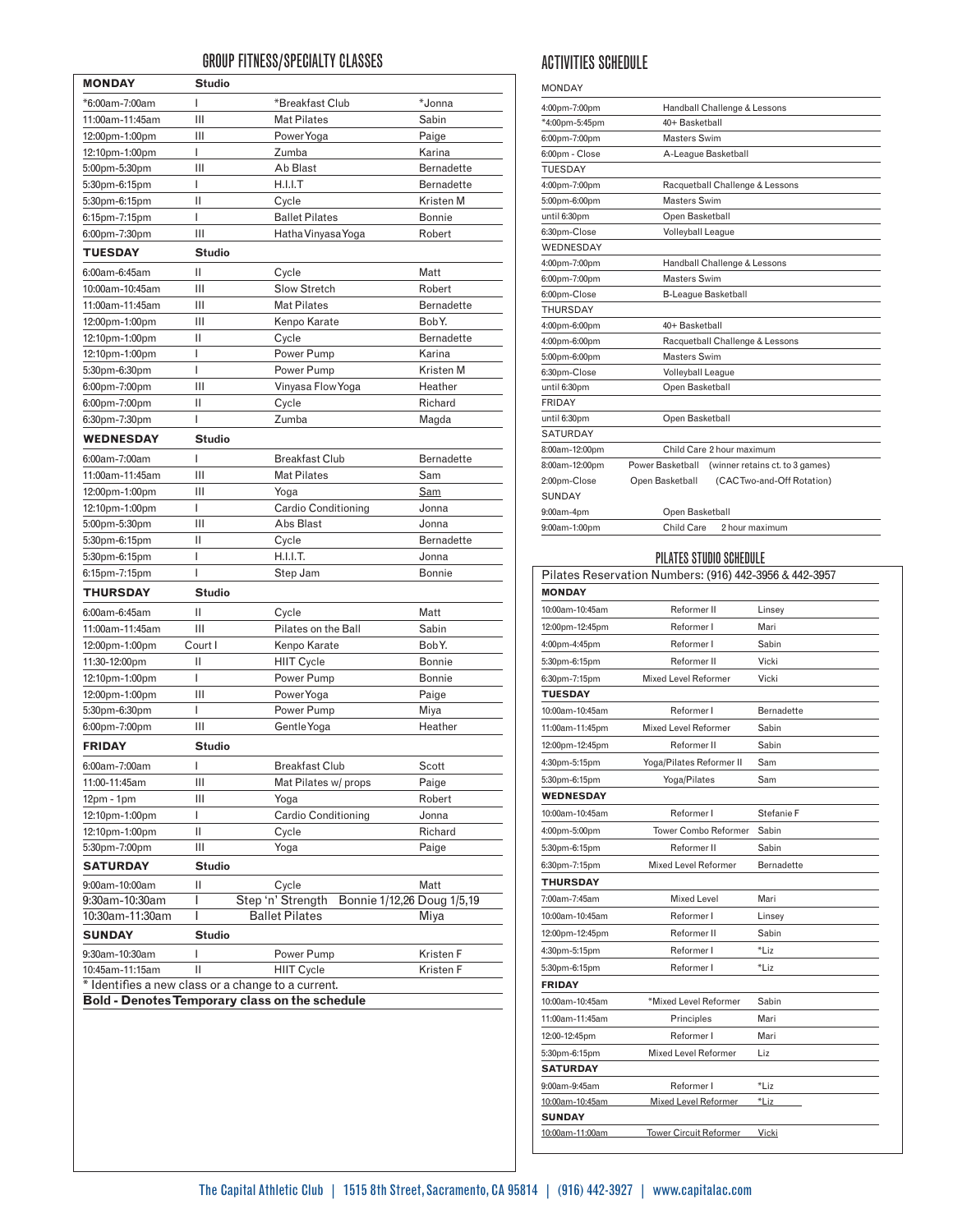## GROUP FITNESS/SPECIALTY CLASSES

| MONDAY | Studio | | |
|---|---|---|---|
| *6:00am-7:00am | I | *Breakfast Club | *Jonna |
| 11:00am-11:45am | III | Mat Pilates | Sabin |
| 12:00pm-1:00pm | III | Power Yoga | Paige |
| 12:10pm-1:00pm | I | Zumba | Karina |
| 5:00pm-5:30pm | III | Ab Blast | Bernadette |
| 5:30pm-6:15pm | I | H.I.I.T | Bernadette |
| 5:30pm-6:15pm | II | Cycle | Kristen M |
| 6:15pm-7:15pm | I | Ballet Pilates | Bonnie |
| 6:00pm-7:30pm | III | Hatha Vinyasa Yoga | Robert |
| **TUESDAY** | **Studio** | | |
| 6:00am-6:45am | II | Cycle | Matt |
| 10:00am-10:45am | III | Slow Stretch | Robert |
| 11:00am-11:45am | III | Mat Pilates | Bernadette |
| 12:00pm-1:00pm | III | Kenpo Karate | Bob Y. |
| 12:10pm-1:00pm | II | Cycle | Bernadette |
| 12:10pm-1:00pm | I | Power Pump | Karina |
| 5:30pm-6:30pm | I | Power Pump | Kristen M |
| 6:00pm-7:00pm | III | Vinyasa Flow Yoga | Heather |
| 6:00pm-7:00pm | II | Cycle | Richard |
| 6:30pm-7:30pm | I | Zumba | Magda |
| **WEDNESDAY** | **Studio** | | |
| 6:00am-7:00am | I | Breakfast Club | Bernadette |
| 11:00am-11:45am | III | Mat Pilates | Sam |
| 12:00pm-1:00pm | III | Yoga | Sam |
| 12:10pm-1:00pm | I | Cardio Conditioning | Jonna |
| 5:00pm-5:30pm | III | Abs Blast | Jonna |
| 5:30pm-6:15pm | II | Cycle | Bernadette |
| 5:30pm-6:15pm | I | H.I.I.T. | Jonna |
| 6:15pm-7:15pm | I | Step Jam | Bonnie |
| **THURSDAY** | **Studio** | | |
| 6:00am-6:45am | II | Cycle | Matt |
| 11:00am-11:45am | III | Pilates on the Ball | Sabin |
| 12:00pm-1:00pm | Court I | Kenpo Karate | Bob Y. |
| 11:30-12:00pm | II | HIIT Cycle | Bonnie |
| 12:10pm-1:00pm | I | Power Pump | Bonnie |
| 12:00pm-1:00pm | III | Power Yoga | Paige |
| 5:30pm-6:30pm | I | Power Pump | Miya |
| 6:00pm-7:00pm | III | Gentle Yoga | Heather |
| **FRIDAY** | **Studio** | | |
| 6:00am-7:00am | I | Breakfast Club | Scott |
| 11:00-11:45am | III | Mat Pilates w/ props | Paige |
| 12pm - 1pm | III | Yoga | Robert |
| 12:10pm-1:00pm | I | Cardio Conditioning | Jonna |
| 12:10pm-1:00pm | II | Cycle | Richard |
| 5:30pm-7:00pm | III | Yoga | Paige |
| **SATURDAY** | **Studio** | | |
| 9:00am-10:00am | II | Cycle | Matt |
| 9:30am-10:30am | I | Step 'n' Strength | Bonnie 1/12,26 Doug 1/5,19 |
| 10:30am-11:30am | I | Ballet Pilates | Miya |
| **SUNDAY** | **Studio** | | |
| 9:30am-10:30am | I | Power Pump | Kristen F |
| 10:45am-11:15am | II | HIIT Cycle | Kristen F |

\* Identifies a new class or a change to a current.

**Bold - Denotes Temporary class on the schedule**

## ACTIVITIES SCHEDULE

| | |
|---|---|
| MONDAY | |
| 4:00pm-7:00pm | Handball Challenge & Lessons |
| *4:00pm-5:45pm | 40+ Basketball |
| 6:00pm-7:00pm | Masters Swim |
| 6:00pm - Close | A-League Basketball |
| TUESDAY | |
| 4:00pm-7:00pm | Racquetball Challenge & Lessons |
| 5:00pm-6:00pm | Masters Swim |
| until 6:30pm | Open Basketball |
| 6:30pm-Close | Volleyball League |
| WEDNESDAY | |
| 4:00pm-7:00pm | Handball Challenge & Lessons |
| 6:00pm-7:00pm | Masters Swim |
| 6:00pm-Close | B-League Basketball |
| THURSDAY | |
| 4:00pm-6:00pm | 40+ Basketball |
| 4:00pm-6:00pm | Racquetball Challenge & Lessons |
| 5:00pm-6:00pm | Masters Swim |
| 6:30pm-Close | Volleyball League |
| until 6:30pm | Open Basketball |
| FRIDAY | |
| until 6:30pm | Open Basketball |
| SATURDAY | |
| 8:00am-12:00pm | Child Care 2 hour maximum |
| 8:00am-12:00pm | Power Basketball (winner retains ct. to 3 games) |
| 2:00pm-Close | Open Basketball (CAC Two-and-Off Rotation) |
| SUNDAY | |
| 9:00am-4pm | Open Basketball |
| 9:00am-1:00pm | Child Care 2 hour maximum |

## PILATES STUDIO SCHEDULE

Pilates Reservation Numbers: (916) 442-3956 & 442-3957

| | | |
|---|---|---|
| **MONDAY** | | |
| 10:00am-10:45am | Reformer II | Linsey |
| 12:00pm-12:45pm | Reformer I | Mari |
| 4:00pm-4:45pm | Reformer I | Sabin |
| 5:30pm-6:15pm | Reformer II | Vicki |
| 6:30pm-7:15pm | Mixed Level Reformer | Vicki |
| **TUESDAY** | | |
| 10:00am-10:45am | Reformer I | Bernadette |
| 11:00am-11:45pm | Mixed Level Reformer | Sabin |
| 12:00pm-12:45pm | Reformer II | Sabin |
| 4:30pm-5:15pm | Yoga/Pilates Reformer II | Sam |
| 5:30pm-6:15pm | Yoga/Pilates | Sam |
| **WEDNESDAY** | | |
| 10:00am-10:45am | Reformer I | Stefanie F |
| 4:00pm-5:00pm | Tower Combo Reformer | Sabin |
| 5:30pm-6:15pm | Reformer II | Sabin |
| 6:30pm-7:15pm | Mixed Level Reformer | Bernadette |
| **THURSDAY** | | |
| 7:00am-7:45am | Mixed Level | Mari |
| 10:00am-10:45am | Reformer I | Linsey |
| 12:00pm-12:45pm | Reformer II | Sabin |
| 4:30pm-5:15pm | Reformer I | *Liz |
| 5:30pm-6:15pm | Reformer I | *Liz |
| **FRIDAY** | | |
| 10:00am-10:45am | *Mixed Level Reformer | Sabin |
| 11:00am-11:45am | Principles | Mari |
| 12:00-12:45pm | Reformer I | Mari |
| 5:30pm-6:15pm | Mixed Level Reformer | Liz |
| **SATURDAY** | | |
| 9:00am-9:45am | Reformer I | *Liz |
| 10:00am-10:45am | Mixed Level Reformer | *Liz |
| **SUNDAY** | | |
| 10:00am-11:00am | Tower Circuit Reformer | Vicki |

The Capital Athletic Club | 1515 8th Street, Sacramento, CA 95814 | (916) 442-3927 | www.capitalac.com